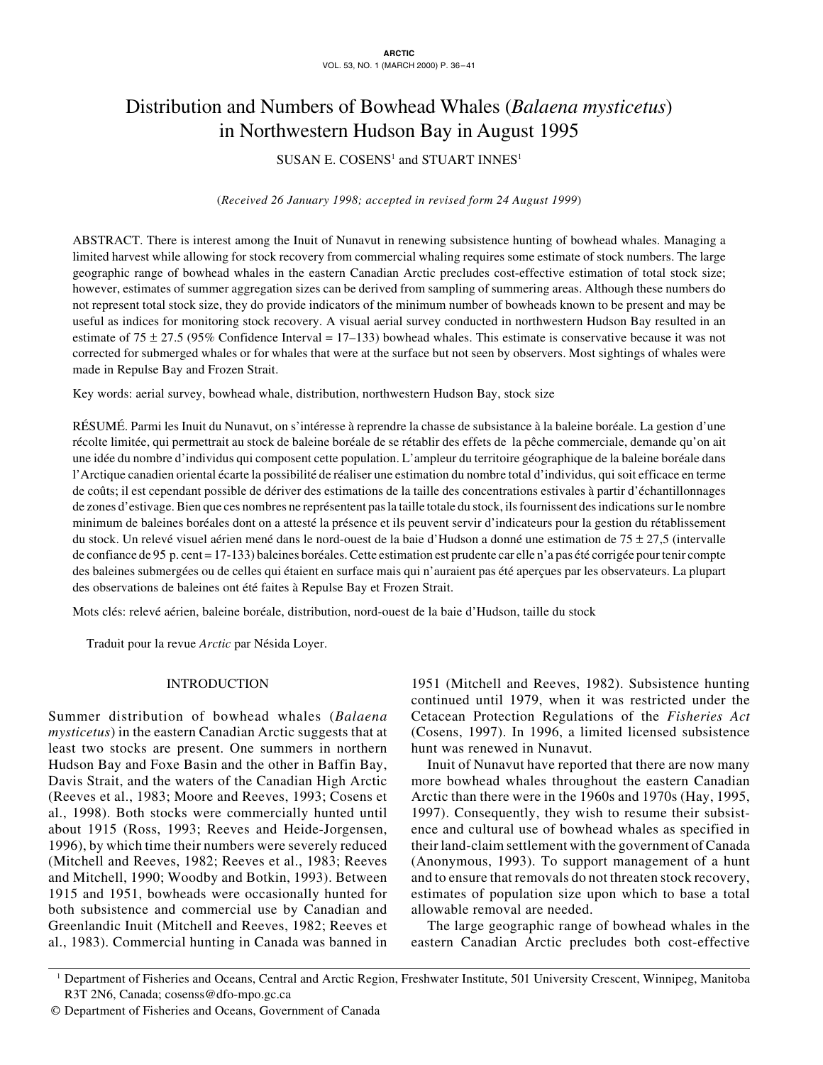# Distribution and Numbers of Bowhead Whales (*Balaena mysticetus*) in Northwestern Hudson Bay in August 1995

SUSAN E. COSENS[1] and STUART INNES[1]

(*Received 26 January 1998; accepted in revised form 24 August 1999*)

ABSTRACT. There is interest among the Inuit of Nunavut in renewing subsistence hunting of bowhead whales. Managing a limited harvest while allowing for stock recovery from commercial whaling requires some estimate of stock numbers. The large geographic range of bowhead whales in the eastern Canadian Arctic precludes cost-effective estimation of total stock size; however, estimates of summer aggregation sizes can be derived from sampling of summering areas. Although these numbers do not represent total stock size, they do provide indicators of the minimum number of bowheads known to be present and may be useful as indices for monitoring stock recovery. A visual aerial survey conducted in northwestern Hudson Bay resulted in an estimate of 75 ± 27.5 (95% Confidence Interval = 17–133) bowhead whales. This estimate is conservative because it was not corrected for submerged whales or for whales that were at the surface but not seen by observers. Most sightings of whales were made in Repulse Bay and Frozen Strait.

Key words: aerial survey, bowhead whale, distribution, northwestern Hudson Bay, stock size

RÉSUMÉ. Parmi les Inuit du Nunavut, on s'intéresse à reprendre la chasse de subsistance à la baleine boréale. La gestion d'une récolte limitée, qui permettrait au stock de baleine boréale de se rétablir des effets de la pêche commerciale, demande qu'on ait une idée du nombre d'individus qui composent cette population. L'ampleur du territoire géographique de la baleine boréale dans l'Arctique canadien oriental écarte la possibilité de réaliser une estimation du nombre total d'individus, qui soit efficace en terme de coûts; il est cependant possible de dériver des estimations de la taille des concentrations estivales à partir d'échantillonnages de zones d'estivage. Bien que ces nombres ne représentent pas la taille totale du stock, ils fournissent des indications sur le nombre minimum de baleines boréales dont on a attesté la présence et ils peuvent servir d'indicateurs pour la gestion du rétablissement du stock. Un relevé visuel aérien mené dans le nord-ouest de la baie d'Hudson a donné une estimation de 75 ± 27,5 (intervalle de confiance de 95 p. cent = 17-133) baleines boréales. Cette estimation est prudente car elle n'a pas été corrigée pour tenir compte des baleines submergées ou de celles qui étaient en surface mais qui n'auraient pas été aperçues par les observateurs. La plupart des observations de baleines ont été faites à Repulse Bay et Frozen Strait.

Mots clés: relevé aérien, baleine boréale, distribution, nord-ouest de la baie d'Hudson, taille du stock

Traduit pour la revue *Arctic* par Nésida Loyer.

## INTRODUCTION

Summer distribution of bowhead whales (*Balaena mysticetus*) in the eastern Canadian Arctic suggests that at least two stocks are present. One summers in northern Hudson Bay and Foxe Basin and the other in Baffin Bay, Davis Strait, and the waters of the Canadian High Arctic (Reeves et al., 1983; Moore and Reeves, 1993; Cosens et al., 1998). Both stocks were commercially hunted until about 1915 (Ross, 1993; Reeves and Heide-Jorgensen, 1996), by which time their numbers were severely reduced (Mitchell and Reeves, 1982; Reeves et al., 1983; Reeves and Mitchell, 1990; Woodby and Botkin, 1993). Between 1915 and 1951, bowheads were occasionally hunted for both subsistence and commercial use by Canadian and Greenlandic Inuit (Mitchell and Reeves, 1982; Reeves et al., 1983). Commercial hunting in Canada was banned in 1951 (Mitchell and Reeves, 1982). Subsistence hunting continued until 1979, when it was restricted under the Cetacean Protection Regulations of the *Fisheries Act* (Cosens, 1997). In 1996, a limited licensed subsistence hunt was renewed in Nunavut.

Inuit of Nunavut have reported that there are now many more bowhead whales throughout the eastern Canadian Arctic than there were in the 1960s and 1970s (Hay, 1995, 1997). Consequently, they wish to resume their subsistence and cultural use of bowhead whales as specified in their land-claim settlement with the government of Canada (Anonymous, 1993). To support management of a hunt and to ensure that removals do not threaten stock recovery, estimates of population size upon which to base a total allowable removal are needed.

The large geographic range of bowhead whales in the eastern Canadian Arctic precludes both cost-effective

[1] Department of Fisheries and Oceans, Central and Arctic Region, Freshwater Institute, 501 University Crescent, Winnipeg, Manitoba R3T 2N6, Canada; cosenss@dfo-mpo.gc.ca

© Department of Fisheries and Oceans, Government of Canada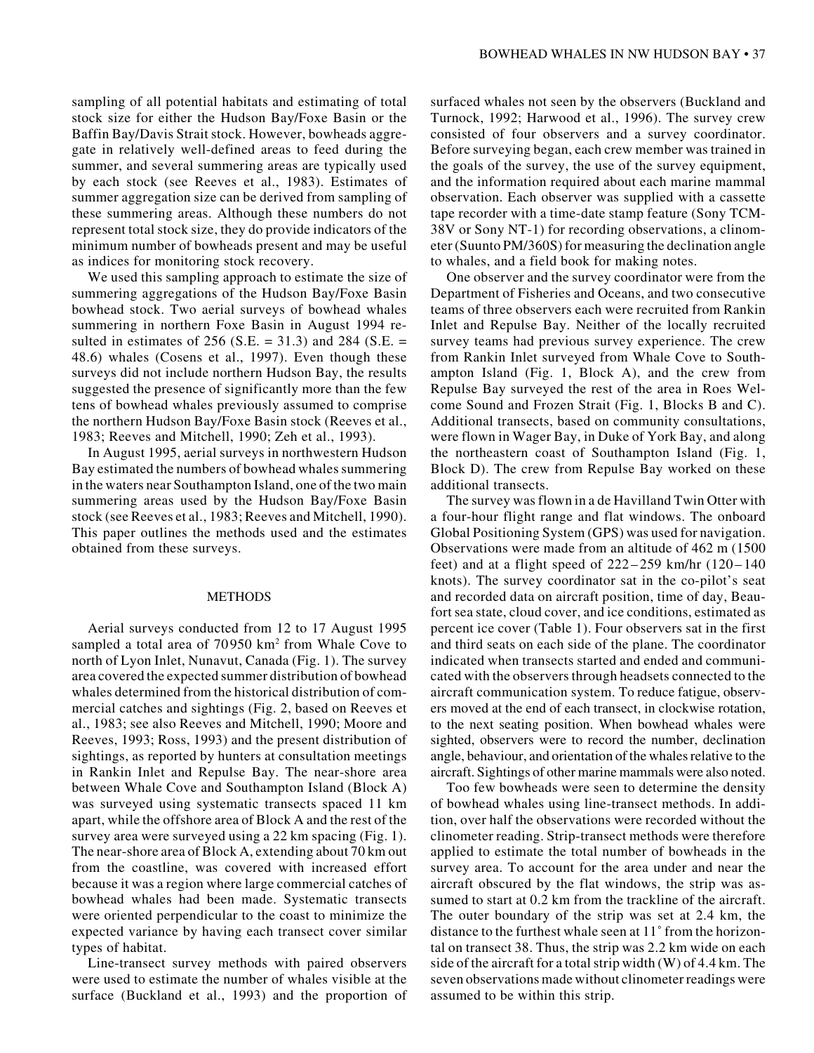sampling of all potential habitats and estimating of total stock size for either the Hudson Bay/Foxe Basin or the Baffin Bay/Davis Strait stock. However, bowheads aggregate in relatively well-defined areas to feed during the summer, and several summering areas are typically used by each stock (see Reeves et al., 1983). Estimates of summer aggregation size can be derived from sampling of these summering areas. Although these numbers do not represent total stock size, they do provide indicators of the minimum number of bowheads present and may be useful as indices for monitoring stock recovery.

We used this sampling approach to estimate the size of summering aggregations of the Hudson Bay/Foxe Basin bowhead stock. Two aerial surveys of bowhead whales summering in northern Foxe Basin in August 1994 resulted in estimates of 256 (S.E. = 31.3) and 284 (S.E. = 48.6) whales (Cosens et al., 1997). Even though these surveys did not include northern Hudson Bay, the results suggested the presence of significantly more than the few tens of bowhead whales previously assumed to comprise the northern Hudson Bay/Foxe Basin stock (Reeves et al., 1983; Reeves and Mitchell, 1990; Zeh et al., 1993).

In August 1995, aerial surveys in northwestern Hudson Bay estimated the numbers of bowhead whales summering in the waters near Southampton Island, one of the two main summering areas used by the Hudson Bay/Foxe Basin stock (see Reeves et al., 1983; Reeves and Mitchell, 1990). This paper outlines the methods used and the estimates obtained from these surveys.

## METHODS

Aerial surveys conducted from 12 to 17 August 1995 sampled a total area of 70 950 km$^2$ from Whale Cove to north of Lyon Inlet, Nunavut, Canada (Fig. 1). The survey area covered the expected summer distribution of bowhead whales determined from the historical distribution of commercial catches and sightings (Fig. 2, based on Reeves et al., 1983; see also Reeves and Mitchell, 1990; Moore and Reeves, 1993; Ross, 1993) and the present distribution of sightings, as reported by hunters at consultation meetings in Rankin Inlet and Repulse Bay. The near-shore area between Whale Cove and Southampton Island (Block A) was surveyed using systematic transects spaced 11 km apart, while the offshore area of Block A and the rest of the survey area were surveyed using a 22 km spacing (Fig. 1). The near-shore area of Block A, extending about 70 km out from the coastline, was covered with increased effort because it was a region where large commercial catches of bowhead whales had been made. Systematic transects were oriented perpendicular to the coast to minimize the expected variance by having each transect cover similar types of habitat.

Line-transect survey methods with paired observers were used to estimate the number of whales visible at the surface (Buckland et al., 1993) and the proportion of surfaced whales not seen by the observers (Buckland and Turnock, 1992; Harwood et al., 1996). The survey crew consisted of four observers and a survey coordinator. Before surveying began, each crew member was trained in the goals of the survey, the use of the survey equipment, and the information required about each marine mammal observation. Each observer was supplied with a cassette tape recorder with a time-date stamp feature (Sony TCM-38V or Sony NT-1) for recording observations, a clinometer (Suunto PM/360S) for measuring the declination angle to whales, and a field book for making notes.

One observer and the survey coordinator were from the Department of Fisheries and Oceans, and two consecutive teams of three observers each were recruited from Rankin Inlet and Repulse Bay. Neither of the locally recruited survey teams had previous survey experience. The crew from Rankin Inlet surveyed from Whale Cove to Southampton Island (Fig. 1, Block A), and the crew from Repulse Bay surveyed the rest of the area in Roes Welcome Sound and Frozen Strait (Fig. 1, Blocks B and C). Additional transects, based on community consultations, were flown in Wager Bay, in Duke of York Bay, and along the northeastern coast of Southampton Island (Fig. 1, Block D). The crew from Repulse Bay worked on these additional transects.

The survey was flown in a de Havilland Twin Otter with a four-hour flight range and flat windows. The onboard Global Positioning System (GPS) was used for navigation. Observations were made from an altitude of 462 m (1500 feet) and at a flight speed of 222–259 km/hr (120–140 knots). The survey coordinator sat in the co-pilot's seat and recorded data on aircraft position, time of day, Beaufort sea state, cloud cover, and ice conditions, estimated as percent ice cover (Table 1). Four observers sat in the first and third seats on each side of the plane. The coordinator indicated when transects started and ended and communicated with the observers through headsets connected to the aircraft communication system. To reduce fatigue, observers moved at the end of each transect, in clockwise rotation, to the next seating position. When bowhead whales were sighted, observers were to record the number, declination angle, behaviour, and orientation of the whales relative to the aircraft. Sightings of other marine mammals were also noted.

Too few bowheads were seen to determine the density of bowhead whales using line-transect methods. In addition, over half the observations were recorded without the clinometer reading. Strip-transect methods were therefore applied to estimate the total number of bowheads in the survey area. To account for the area under and near the aircraft obscured by the flat windows, the strip was assumed to start at 0.2 km from the trackline of the aircraft. The outer boundary of the strip was set at 2.4 km, the distance to the furthest whale seen at 11˚ from the horizontal on transect 38. Thus, the strip was 2.2 km wide on each side of the aircraft for a total strip width (W) of 4.4 km. The seven observations made without clinometer readings were assumed to be within this strip.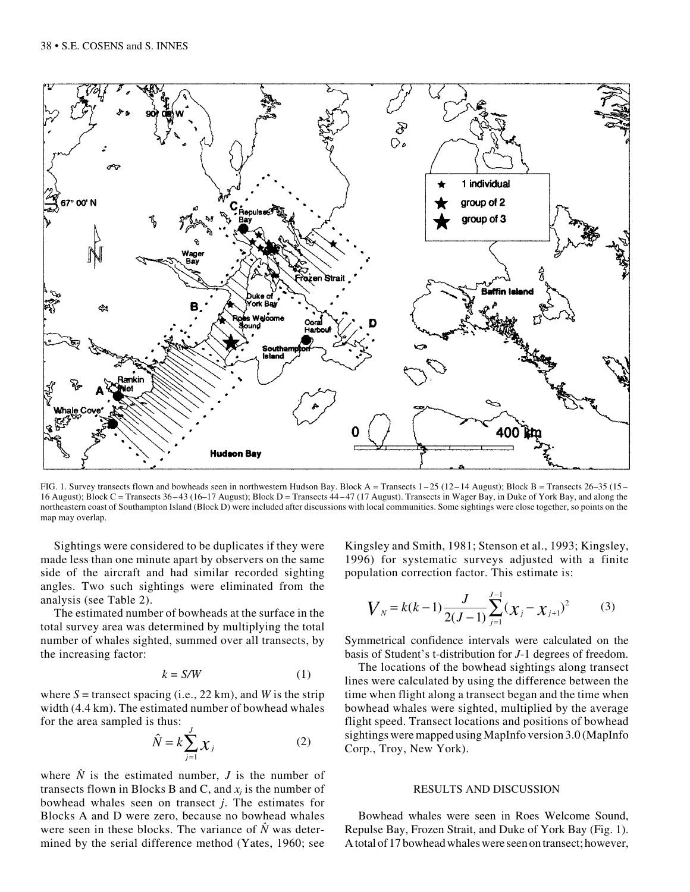FIG. 1. Survey transects flown and bowheads seen in northwestern Hudson Bay. Block A = Transects 1–25 (12–14 August); Block B = Transects 26–35 (15–16 August); Block C = Transects 36–43 (16–17 August); Block D = Transects 44–47 (17 August). Transects in Wager Bay, in Duke of York Bay, and along the northeastern coast of Southampton Island (Block D) were included after discussions with local communities. Some sightings were close together, so points on the map may overlap.

Sightings were considered to be duplicates if they were made less than one minute apart by observers on the same side of the aircraft and had similar recorded sighting angles. Two such sightings were eliminated from the analysis (see Table 2).

The estimated number of bowheads at the surface in the total survey area was determined by multiplying the total number of whales sighted, summed over all transects, by the increasing factor:

$$k = S/W \tag{1}$$

where $S$ = transect spacing (i.e., 22 km), and $W$ is the strip width (4.4 km). The estimated number of bowhead whales for the area sampled is thus:

$$\hat{N} = k\sum_{j=1}^{J} x_j \tag{2}$$

where $\hat{N}$ is the estimated number, $J$ is the number of transects flown in Blocks B and C, and $x_j$ is the number of bowhead whales seen on transect $j$. The estimates for Blocks A and D were zero, because no bowhead whales were seen in these blocks. The variance of $\hat{N}$ was determined by the serial difference method (Yates, 1960; see Kingsley and Smith, 1981; Stenson et al., 1993; Kingsley, 1996) for systematic surveys adjusted with a finite population correction factor. This estimate is:

$$V_N = k(k-1)\frac{J}{2(J-1)}\sum_{j=1}^{J-1}(x_j - x_{j+1})^2 \tag{3}$$

Symmetrical confidence intervals were calculated on the basis of Student's t-distribution for $J$-1 degrees of freedom.

The locations of the bowhead sightings along transect lines were calculated by using the difference between the time when flight along a transect began and the time when bowhead whales were sighted, multiplied by the average flight speed. Transect locations and positions of bowhead sightings were mapped using MapInfo version 3.0 (MapInfo Corp., Troy, New York).

## RESULTS AND DISCUSSION

Bowhead whales were seen in Roes Welcome Sound, Repulse Bay, Frozen Strait, and Duke of York Bay (Fig. 1). A total of 17 bowhead whales were seen on transect; however,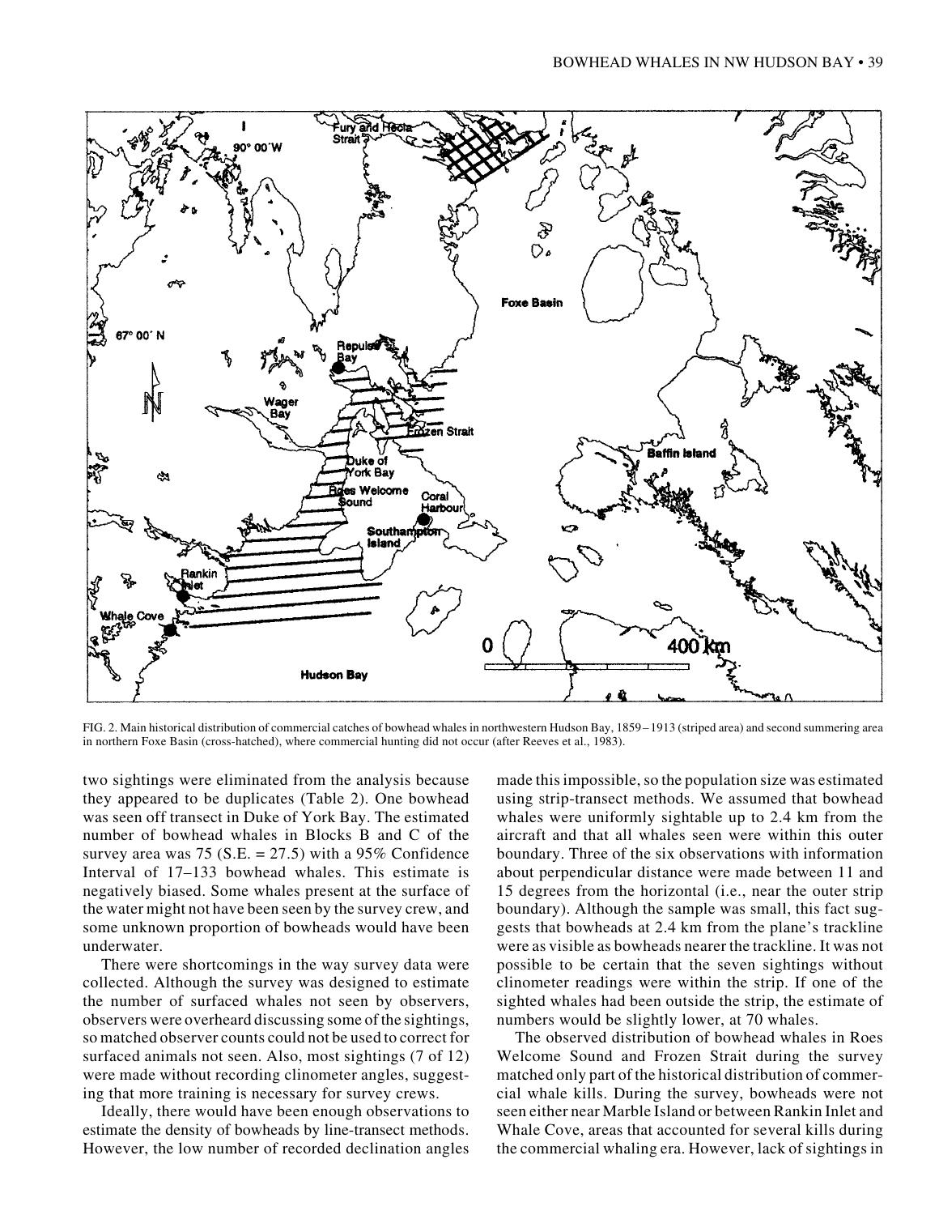FIG. 2. Main historical distribution of commercial catches of bowhead whales in northwestern Hudson Bay, 1859–1913 (striped area) and second summering area in northern Foxe Basin (cross-hatched), where commercial hunting did not occur (after Reeves et al., 1983).

two sightings were eliminated from the analysis because they appeared to be duplicates (Table 2). One bowhead was seen off transect in Duke of York Bay. The estimated number of bowhead whales in Blocks B and C of the survey area was 75 (S.E. = 27.5) with a 95% Confidence Interval of 17–133 bowhead whales. This estimate is negatively biased. Some whales present at the surface of the water might not have been seen by the survey crew, and some unknown proportion of bowheads would have been underwater.

There were shortcomings in the way survey data were collected. Although the survey was designed to estimate the number of surfaced whales not seen by observers, observers were overheard discussing some of the sightings, so matched observer counts could not be used to correct for surfaced animals not seen. Also, most sightings (7 of 12) were made without recording clinometer angles, suggesting that more training is necessary for survey crews.

Ideally, there would have been enough observations to estimate the density of bowheads by line-transect methods. However, the low number of recorded declination angles made this impossible, so the population size was estimated using strip-transect methods. We assumed that bowhead whales were uniformly sightable up to 2.4 km from the aircraft and that all whales seen were within this outer boundary. Three of the six observations with information about perpendicular distance were made between 11 and 15 degrees from the horizontal (i.e., near the outer strip boundary). Although the sample was small, this fact suggests that bowheads at 2.4 km from the plane's trackline were as visible as bowheads nearer the trackline. It was not possible to be certain that the seven sightings without clinometer readings were within the strip. If one of the sighted whales had been outside the strip, the estimate of numbers would be slightly lower, at 70 whales.

The observed distribution of bowhead whales in Roes Welcome Sound and Frozen Strait during the survey matched only part of the historical distribution of commercial whale kills. During the survey, bowheads were not seen either near Marble Island or between Rankin Inlet and Whale Cove, areas that accounted for several kills during the commercial whaling era. However, lack of sightings in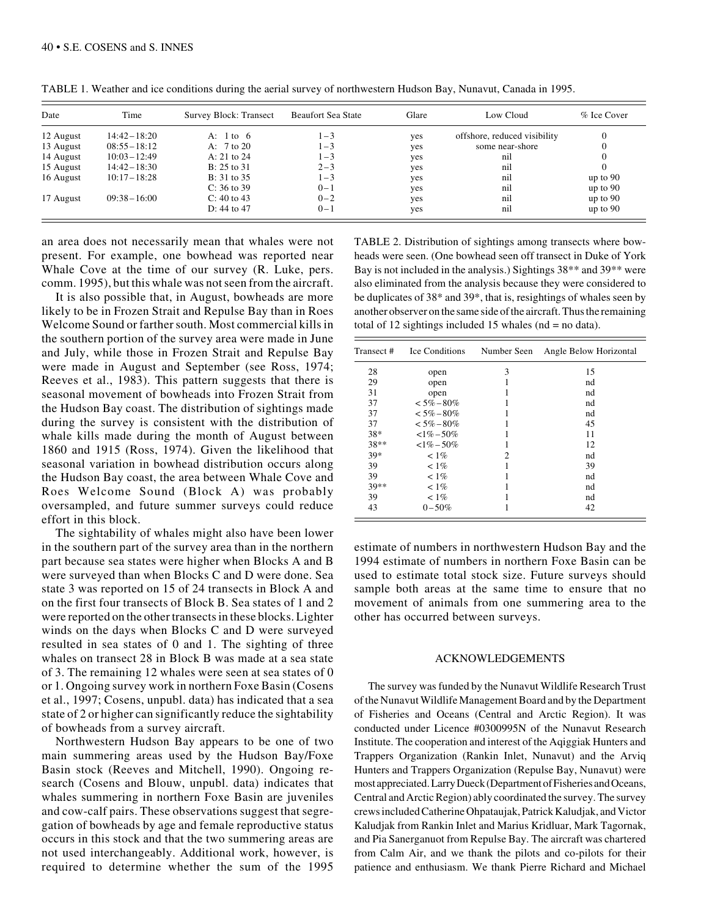TABLE 1. Weather and ice conditions during the aerial survey of northwestern Hudson Bay, Nunavut, Canada in 1995.

| Date | Time | Survey Block: Transect | Beaufort Sea State | Glare | Low Cloud | % Ice Cover |
|---|---|---|---|---|---|---|
| 12 August | 14:42 – 18:20 | A: 1 to 6 | 1 – 3 | yes | offshore, reduced visibility | 0 |
| 13 August | 08:55 – 18:12 | A: 7 to 20 | 1 – 3 | yes | some near-shore | 0 |
| 14 August | 10:03 – 12:49 | A: 21 to 24 | 1 – 3 | yes | nil | 0 |
| 15 August | 14:42 – 18:30 | B: 25 to 31 | 2 – 3 | yes | nil | 0 |
| 16 August | 10:17 – 18:28 | B: 31 to 35 | 1 – 3 | yes | nil | up to 90 |
| | | C: 36 to 39 | 0 – 1 | yes | nil | up to 90 |
| 17 August | 09:38 – 16:00 | C: 40 to 43 | 0 – 2 | yes | nil | up to 90 |
| | | D: 44 to 47 | 0 – 1 | yes | nil | up to 90 |

an area does not necessarily mean that whales were not present. For example, one bowhead was reported near Whale Cove at the time of our survey (R. Luke, pers. comm. 1995), but this whale was not seen from the aircraft.

It is also possible that, in August, bowheads are more likely to be in Frozen Strait and Repulse Bay than in Roes Welcome Sound or farther south. Most commercial kills in the southern portion of the survey area were made in June and July, while those in Frozen Strait and Repulse Bay were made in August and September (see Ross, 1974; Reeves et al., 1983). This pattern suggests that there is seasonal movement of bowheads into Frozen Strait from the Hudson Bay coast. The distribution of sightings made during the survey is consistent with the distribution of whale kills made during the month of August between 1860 and 1915 (Ross, 1974). Given the likelihood that seasonal variation in bowhead distribution occurs along the Hudson Bay coast, the area between Whale Cove and Roes Welcome Sound (Block A) was probably oversampled, and future summer surveys could reduce effort in this block.

The sightability of whales might also have been lower in the southern part of the survey area than in the northern part because sea states were higher when Blocks A and B were surveyed than when Blocks C and D were done. Sea state 3 was reported on 15 of 24 transects in Block A and on the first four transects of Block B. Sea states of 1 and 2 were reported on the other transects in these blocks. Lighter winds on the days when Blocks C and D were surveyed resulted in sea states of 0 and 1. The sighting of three whales on transect 28 in Block B was made at a sea state of 3. The remaining 12 whales were seen at sea states of 0 or 1. Ongoing survey work in northern Foxe Basin (Cosens et al., 1997; Cosens, unpubl. data) has indicated that a sea state of 2 or higher can significantly reduce the sightability of bowheads from a survey aircraft.

Northwestern Hudson Bay appears to be one of two main summering areas used by the Hudson Bay/Foxe Basin stock (Reeves and Mitchell, 1990). Ongoing research (Cosens and Blouw, unpubl. data) indicates that whales summering in northern Foxe Basin are juveniles and cow-calf pairs. These observations suggest that segregation of bowheads by age and female reproductive status occurs in this stock and that the two summering areas are not used interchangeably. Additional work, however, is required to determine whether the sum of the 1995 estimate of numbers in northwestern Hudson Bay and the 1994 estimate of numbers in northern Foxe Basin can be used to estimate total stock size. Future surveys should sample both areas at the same time to ensure that no movement of animals from one summering area to the other has occurred between surveys.

TABLE 2. Distribution of sightings among transects where bowheads were seen. (One bowhead seen off transect in Duke of York Bay is not included in the analysis.) Sightings 38** and 39** were also eliminated from the analysis because they were considered to be duplicates of 38* and 39*, that is, resightings of whales seen by another observer on the same side of the aircraft. Thus the remaining total of 12 sightings included 15 whales (nd = no data).

| Transect # | Ice Conditions | Number Seen | Angle Below Horizontal |
|---|---|---|---|
| 28 | open | 3 | 15 |
| 29 | open | 1 | nd |
| 31 | open | 1 | nd |
| 37 | < 5% – 80% | 1 | nd |
| 37 | < 5% – 80% | 1 | nd |
| 37 | < 5% – 80% | 1 | 45 |
| 38* | <1% – 50% | 1 | 11 |
| 38** | <1% – 50% | 1 | 12 |
| 39* | < 1% | 2 | nd |
| 39 | < 1% | 1 | 39 |
| 39 | < 1% | 1 | nd |
| 39** | < 1% | 1 | nd |
| 39 | < 1% | 1 | nd |
| 43 | 0 – 50% | 1 | 42 |

## ACKNOWLEDGEMENTS

The survey was funded by the Nunavut Wildlife Research Trust of the Nunavut Wildlife Management Board and by the Department of Fisheries and Oceans (Central and Arctic Region). It was conducted under Licence #0300995N of the Nunavut Research Institute. The cooperation and interest of the Aqiggiak Hunters and Trappers Organization (Rankin Inlet, Nunavut) and the Arviq Hunters and Trappers Organization (Repulse Bay, Nunavut) were most appreciated. Larry Dueck (Department of Fisheries and Oceans, Central and Arctic Region) ably coordinated the survey. The survey crews included Catherine Ohpataujak, Patrick Kaludjak, and Victor Kaludjak from Rankin Inlet and Marius Kridluar, Mark Tagornak, and Pia Sanerganuot from Repulse Bay. The aircraft was chartered from Calm Air, and we thank the pilots and co-pilots for their patience and enthusiasm. We thank Pierre Richard and Michael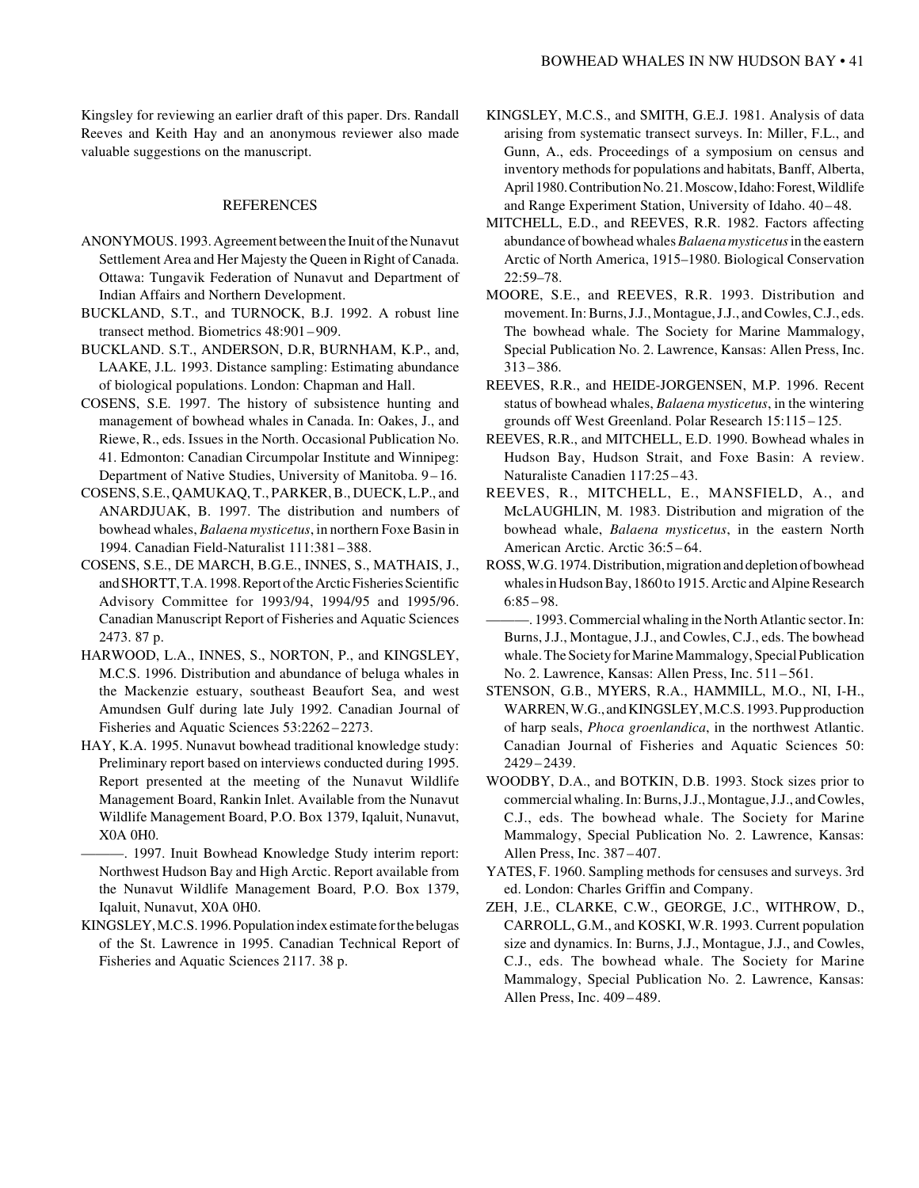Kingsley for reviewing an earlier draft of this paper. Drs. Randall Reeves and Keith Hay and an anonymous reviewer also made valuable suggestions on the manuscript.

## REFERENCES

ANONYMOUS. 1993. Agreement between the Inuit of the Nunavut Settlement Area and Her Majesty the Queen in Right of Canada. Ottawa: Tungavik Federation of Nunavut and Department of Indian Affairs and Northern Development.

BUCKLAND, S.T., and TURNOCK, B.J. 1992. A robust line transect method. Biometrics 48:901 – 909.

BUCKLAND. S.T., ANDERSON, D.R, BURNHAM, K.P., and, LAAKE, J.L. 1993. Distance sampling: Estimating abundance of biological populations. London: Chapman and Hall.

COSENS, S.E. 1997. The history of subsistence hunting and management of bowhead whales in Canada. In: Oakes, J., and Riewe, R., eds. Issues in the North. Occasional Publication No. 41. Edmonton: Canadian Circumpolar Institute and Winnipeg: Department of Native Studies, University of Manitoba. 9 – 16.

COSENS, S.E., QAMUKAQ, T., PARKER, B., DUECK, L.P., and ANARDJUAK, B. 1997. The distribution and numbers of bowhead whales, *Balaena mysticetus*, in northern Foxe Basin in 1994. Canadian Field-Naturalist 111:381 – 388.

COSENS, S.E., DE MARCH, B.G.E., INNES, S., MATHAIS, J., and SHORTT, T.A. 1998. Report of the Arctic Fisheries Scientific Advisory Committee for 1993/94, 1994/95 and 1995/96. Canadian Manuscript Report of Fisheries and Aquatic Sciences 2473. 87 p.

HARWOOD, L.A., INNES, S., NORTON, P., and KINGSLEY, M.C.S. 1996. Distribution and abundance of beluga whales in the Mackenzie estuary, southeast Beaufort Sea, and west Amundsen Gulf during late July 1992. Canadian Journal of Fisheries and Aquatic Sciences 53:2262 – 2273.

HAY, K.A. 1995. Nunavut bowhead traditional knowledge study: Preliminary report based on interviews conducted during 1995. Report presented at the meeting of the Nunavut Wildlife Management Board, Rankin Inlet. Available from the Nunavut Wildlife Management Board, P.O. Box 1379, Iqaluit, Nunavut, X0A 0H0.

———. 1997. Inuit Bowhead Knowledge Study interim report: Northwest Hudson Bay and High Arctic. Report available from the Nunavut Wildlife Management Board, P.O. Box 1379, Iqaluit, Nunavut, X0A 0H0.

KINGSLEY, M.C.S. 1996. Population index estimate for the belugas of the St. Lawrence in 1995. Canadian Technical Report of Fisheries and Aquatic Sciences 2117. 38 p.

KINGSLEY, M.C.S., and SMITH, G.E.J. 1981. Analysis of data arising from systematic transect surveys. In: Miller, F.L., and Gunn, A., eds. Proceedings of a symposium on census and inventory methods for populations and habitats, Banff, Alberta, April 1980. Contribution No. 21. Moscow, Idaho: Forest, Wildlife and Range Experiment Station, University of Idaho. 40 – 48.

MITCHELL, E.D., and REEVES, R.R. 1982. Factors affecting abundance of bowhead whales *Balaena mysticetus* in the eastern Arctic of North America, 1915–1980. Biological Conservation 22:59–78.

MOORE, S.E., and REEVES, R.R. 1993. Distribution and movement. In: Burns, J.J., Montague, J.J., and Cowles, C.J., eds. The bowhead whale. The Society for Marine Mammalogy, Special Publication No. 2. Lawrence, Kansas: Allen Press, Inc. 313 – 386.

REEVES, R.R., and HEIDE-JORGENSEN, M.P. 1996. Recent status of bowhead whales, *Balaena mysticetus*, in the wintering grounds off West Greenland. Polar Research 15:115 – 125.

REEVES, R.R., and MITCHELL, E.D. 1990. Bowhead whales in Hudson Bay, Hudson Strait, and Foxe Basin: A review. Naturaliste Canadien 117:25 – 43.

REEVES, R., MITCHELL, E., MANSFIELD, A., and McLAUGHLIN, M. 1983. Distribution and migration of the bowhead whale, *Balaena mysticetus*, in the eastern North American Arctic. Arctic 36:5 – 64.

ROSS, W.G. 1974. Distribution, migration and depletion of bowhead whales in Hudson Bay, 1860 to 1915. Arctic and Alpine Research 6:85 – 98.

———. 1993. Commercial whaling in the North Atlantic sector. In: Burns, J.J., Montague, J.J., and Cowles, C.J., eds. The bowhead whale. The Society for Marine Mammalogy, Special Publication No. 2. Lawrence, Kansas: Allen Press, Inc. 511 – 561.

STENSON, G.B., MYERS, R.A., HAMMILL, M.O., NI, I-H., WARREN, W.G., and KINGSLEY, M.C.S. 1993. Pup production of harp seals, *Phoca groenlandica*, in the northwest Atlantic. Canadian Journal of Fisheries and Aquatic Sciences 50: 2429 – 2439.

WOODBY, D.A., and BOTKIN, D.B. 1993. Stock sizes prior to commercial whaling. In: Burns, J.J., Montague, J.J., and Cowles, C.J., eds. The bowhead whale. The Society for Marine Mammalogy, Special Publication No. 2. Lawrence, Kansas: Allen Press, Inc. 387 – 407.

YATES, F. 1960. Sampling methods for censuses and surveys. 3rd ed. London: Charles Griffin and Company.

ZEH, J.E., CLARKE, C.W., GEORGE, J.C., WITHROW, D., CARROLL, G.M., and KOSKI, W.R. 1993. Current population size and dynamics. In: Burns, J.J., Montague, J.J., and Cowles, C.J., eds. The bowhead whale. The Society for Marine Mammalogy, Special Publication No. 2. Lawrence, Kansas: Allen Press, Inc. 409 – 489.